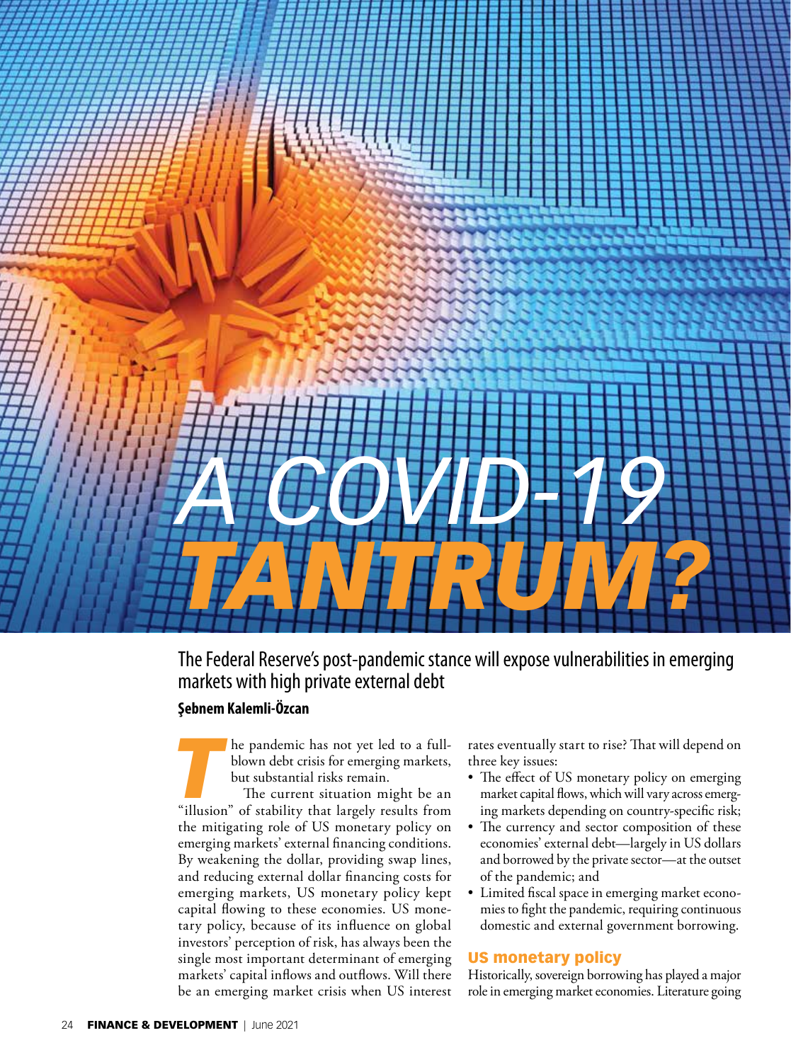# A COVID-19 TANTRUM?

## The Federal Reserve's post-pandemic stance will expose vulnerabilities in emerging markets with high private external debt

**Şebnem Kalemli-Özcan**

The pandemic has not yet led to a full-blown debt crisis for emerging markets, but substantial risks remain.

The current situation might be an "illusion" of stability that largely results from the mitigating role of US monetary policy on emerging markets' external financing conditions. By weakening the dollar, providing swap lines, and reducing external dollar financing costs for emerging markets, US monetary policy kept capital flowing to these economies. US monetary policy, because of its influence on global investors' perception of risk, has always been the single most important determinant of emerging markets' capital inflows and outflows. Will there be an emerging market crisis when US interest rates eventually start to rise? That will depend on three key issues:

- The effect of US monetary policy on emerging market capital flows, which will vary across emerging markets depending on country-specific risk;
- The currency and sector composition of these economies' external debt—largely in US dollars and borrowed by the private sector—at the outset of the pandemic; and
- Limited fiscal space in emerging market economies to fight the pandemic, requiring continuous domestic and external government borrowing.

### US monetary policy

Historically, sovereign borrowing has played a major role in emerging market economies. Literature going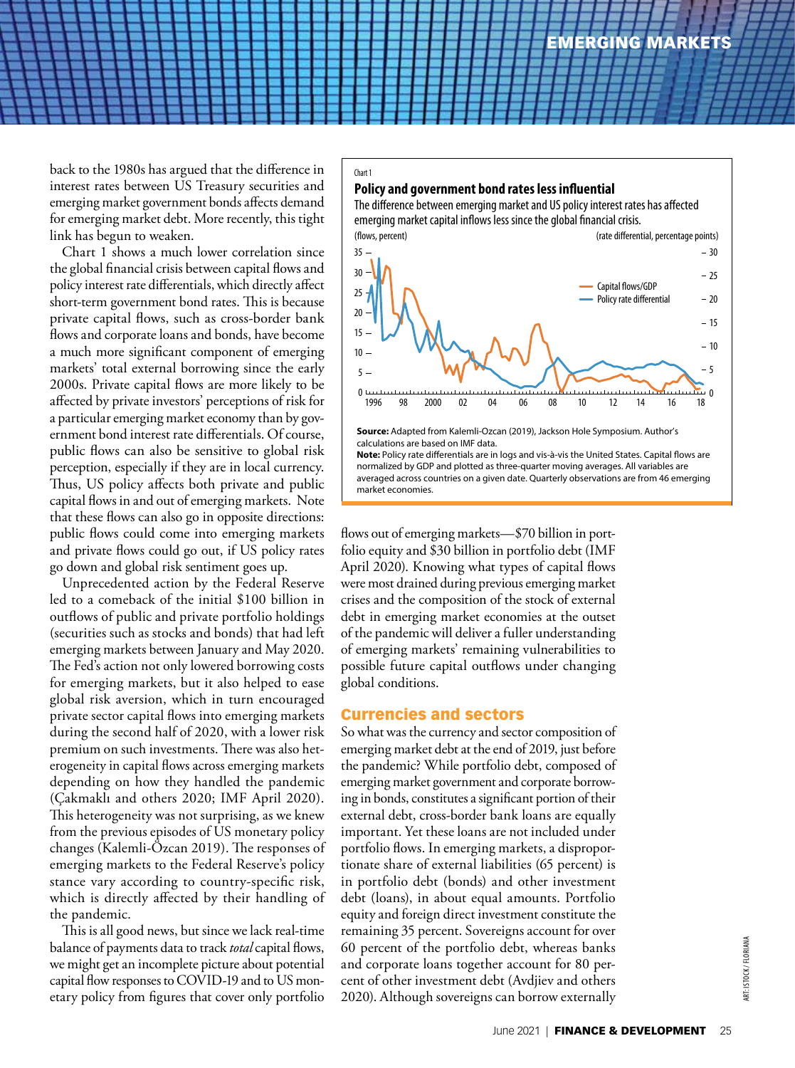back to the 1980s has argued that the difference in interest rates between US Treasury securities and emerging market government bonds affects demand for emerging market debt. More recently, this tight link has begun to weaken.

Chart 1 shows a much lower correlation since the global financial crisis between capital flows and policy interest rate differentials, which directly affect short-term government bond rates. This is because private capital flows, such as cross-border bank flows and corporate loans and bonds, have become a much more significant component of emerging markets' total external borrowing since the early 2000s. Private capital flows are more likely to be affected by private investors' perceptions of risk for a particular emerging market economy than by government bond interest rate differentials. Of course, public flows can also be sensitive to global risk perception, especially if they are in local currency. Thus, US policy affects both private and public capital flows in and out of emerging markets. Note that these flows can also go in opposite directions: public flows could come into emerging markets and private flows could go out, if US policy rates go down and global risk sentiment goes up.

Unprecedented action by the Federal Reserve led to a comeback of the initial $100 billion in outflows of public and private portfolio holdings (securities such as stocks and bonds) that had left emerging markets between January and May 2020. The Fed's action not only lowered borrowing costs for emerging markets, but it also helped to ease global risk aversion, which in turn encouraged private sector capital flows into emerging markets during the second half of 2020, with a lower risk premium on such investments. There was also heterogeneity in capital flows across emerging markets depending on how they handled the pandemic (Çakmaklı and others 2020; IMF April 2020). This heterogeneity was not surprising, as we knew from the previous episodes of US monetary policy changes (Kalemli-Özcan 2019). The responses of emerging markets to the Federal Reserve's policy stance vary according to country-specific risk, which is directly affected by their handling of the pandemic.

This is all good news, but since we lack real-time balance of payments data to track *total* capital flows, we might get an incomplete picture about potential capital flow responses to COVID-19 and to US monetary policy from figures that cover only portfolio flows out of emerging markets—$70 billion in portfolio equity and $30 billion in portfolio debt (IMF April 2020). Knowing what types of capital flows were most drained during previous emerging market crises and the composition of the stock of external debt in emerging market economies at the outset of the pandemic will deliver a fuller understanding of emerging markets' remaining vulnerabilities to possible future capital outflows under changing global conditions.

Chart 1

**Policy and government bond rates less influential**

The difference between emerging market and US policy interest rates has affected emerging market capital inflows less since the global financial crisis.

(flows, percent) (rate differential, percentage points)

Capital flows/GDP; Policy rate differential

**Source:** Adapted from Kalemli-Ozcan (2019), Jackson Hole Symposium. Author's calculations are based on IMF data.

**Note:** Policy rate differentials are in logs and vis-à-vis the United States. Capital flows are normalized by GDP and plotted as three-quarter moving averages. All variables are averaged across countries on a given date. Quarterly observations are from 46 emerging market economies.

## Currencies and sectors

So what was the currency and sector composition of emerging market debt at the end of 2019, just before the pandemic? While portfolio debt, composed of emerging market government and corporate borrowing in bonds, constitutes a significant portion of their external debt, cross-border bank loans are equally important. Yet these loans are not included under portfolio flows. In emerging markets, a disproportionate share of external liabilities (65 percent) is in portfolio debt (bonds) and other investment debt (loans), in about equal amounts. Portfolio equity and foreign direct investment constitute the remaining 35 percent. Sovereigns account for over 60 percent of the portfolio debt, whereas banks and corporate loans together account for 80 percent of other investment debt (Avdjiev and others 2020). Although sovereigns can borrow externally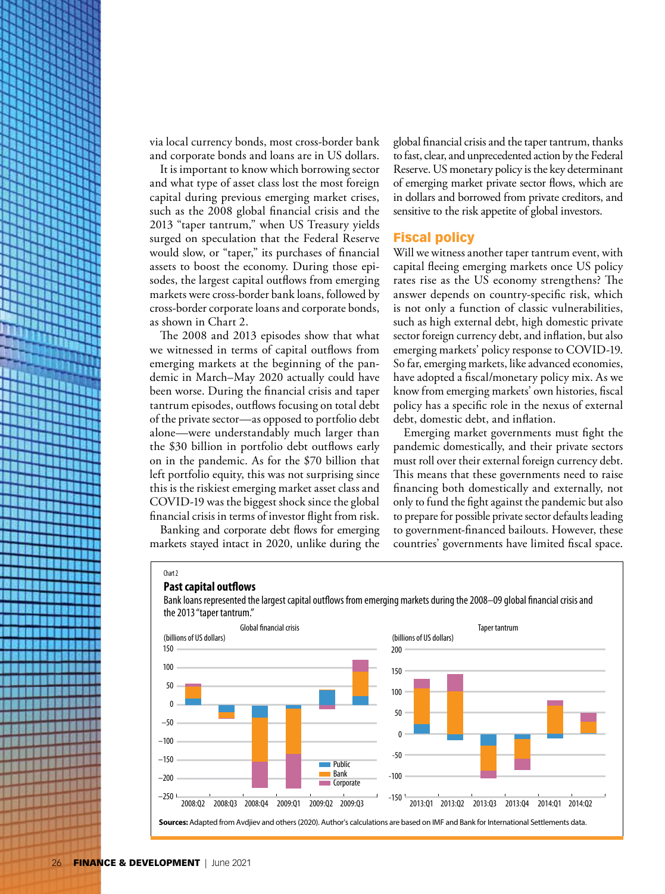via local currency bonds, most cross-border bank and corporate bonds and loans are in US dollars.

It is important to know which borrowing sector and what type of asset class lost the most foreign capital during previous emerging market crises, such as the 2008 global financial crisis and the 2013 "taper tantrum," when US Treasury yields surged on speculation that the Federal Reserve would slow, or "taper," its purchases of financial assets to boost the economy. During those episodes, the largest capital outflows from emerging markets were cross-border bank loans, followed by cross-border corporate loans and corporate bonds, as shown in Chart 2.

The 2008 and 2013 episodes show that what we witnessed in terms of capital outflows from emerging markets at the beginning of the pandemic in March–May 2020 actually could have been worse. During the financial crisis and taper tantrum episodes, outflows focusing on total debt of the private sector—as opposed to portfolio debt alone—were understandably much larger than the $30 billion in portfolio debt outflows early on in the pandemic. As for the $70 billion that left portfolio equity, this was not surprising since this is the riskiest emerging market asset class and COVID-19 was the biggest shock since the global financial crisis in terms of investor flight from risk.

Banking and corporate debt flows for emerging markets stayed intact in 2020, unlike during the global financial crisis and the taper tantrum, thanks to fast, clear, and unprecedented action by the Federal Reserve. US monetary policy is the key determinant of emerging market private sector flows, which are in dollars and borrowed from private creditors, and sensitive to the risk appetite of global investors.

## Fiscal policy

Will we witness another taper tantrum event, with capital fleeing emerging markets once US policy rates rise as the US economy strengthens? The answer depends on country-specific risk, which is not only a function of classic vulnerabilities, such as high external debt, high domestic private sector foreign currency debt, and inflation, but also emerging markets' policy response to COVID-19. So far, emerging markets, like advanced economies, have adopted a fiscal/monetary policy mix. As we know from emerging markets' own histories, fiscal policy has a specific role in the nexus of external debt, domestic debt, and inflation.

Emerging market governments must fight the pandemic domestically, and their private sectors must roll over their external foreign currency debt. This means that these governments need to raise financing both domestically and externally, not only to fund the fight against the pandemic but also to prepare for possible private sector defaults leading to government-financed bailouts. However, these countries' governments have limited fiscal space.

Chart 2

**Past capital outflows**

Bank loans represented the largest capital outflows from emerging markets during the 2008–09 global financial crisis and the 2013 "taper tantrum."

Sources: Adapted from Avdjiev and others (2020). Author's calculations are based on IMF and Bank for International Settlements data.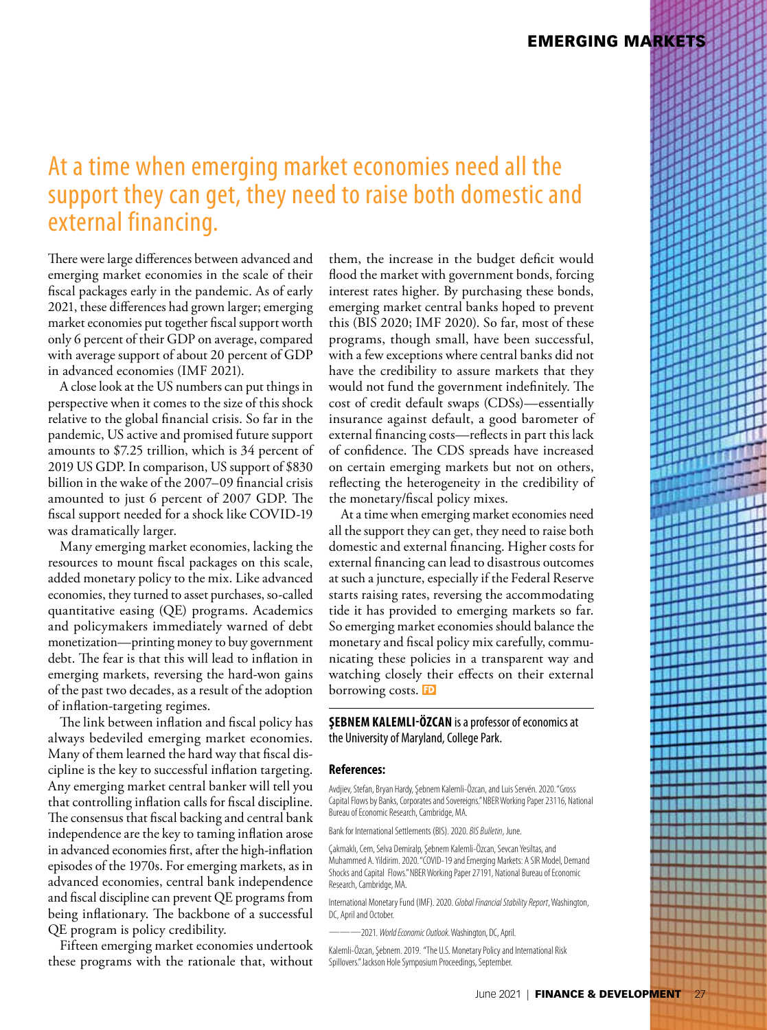> At a time when emerging market economies need all the support they can get, they need to raise both domestic and external financing.

There were large differences between advanced and emerging market economies in the scale of their fiscal packages early in the pandemic. As of early 2021, these differences had grown larger; emerging market economies put together fiscal support worth only 6 percent of their GDP on average, compared with average support of about 20 percent of GDP in advanced economies (IMF 2021).

A close look at the US numbers can put things in perspective when it comes to the size of this shock relative to the global financial crisis. So far in the pandemic, US active and promised future support amounts to $7.25 trillion, which is 34 percent of 2019 US GDP. In comparison, US support of $830 billion in the wake of the 2007–09 financial crisis amounted to just 6 percent of 2007 GDP. The fiscal support needed for a shock like COVID-19 was dramatically larger.

Many emerging market economies, lacking the resources to mount fiscal packages on this scale, added monetary policy to the mix. Like advanced economies, they turned to asset purchases, so-called quantitative easing (QE) programs. Academics and policymakers immediately warned of debt monetization—printing money to buy government debt. The fear is that this will lead to inflation in emerging markets, reversing the hard-won gains of the past two decades, as a result of the adoption of inflation-targeting regimes.

The link between inflation and fiscal policy has always bedeviled emerging market economies. Many of them learned the hard way that fiscal discipline is the key to successful inflation targeting. Any emerging market central banker will tell you that controlling inflation calls for fiscal discipline. The consensus that fiscal backing and central bank independence are the key to taming inflation arose in advanced economies first, after the high-inflation episodes of the 1970s. For emerging markets, as in advanced economies, central bank independence and fiscal discipline can prevent QE programs from being inflationary. The backbone of a successful QE program is policy credibility.

Fifteen emerging market economies undertook these programs with the rationale that, without them, the increase in the budget deficit would flood the market with government bonds, forcing interest rates higher. By purchasing these bonds, emerging market central banks hoped to prevent this (BIS 2020; IMF 2020). So far, most of these programs, though small, have been successful, with a few exceptions where central banks did not have the credibility to assure markets that they would not fund the government indefinitely. The cost of credit default swaps (CDSs)—essentially insurance against default, a good barometer of external financing costs—reflects in part this lack of confidence. The CDS spreads have increased on certain emerging markets but not on others, reflecting the heterogeneity in the credibility of the monetary/fiscal policy mixes.

At a time when emerging market economies need all the support they can get, they need to raise both domestic and external financing. Higher costs for external financing can lead to disastrous outcomes at such a juncture, especially if the Federal Reserve starts raising rates, reversing the accommodating tide it has provided to emerging markets so far. So emerging market economies should balance the monetary and fiscal policy mix carefully, communicating these policies in a transparent way and watching closely their effects on their external borrowing costs.

**ŞEBNEM KALEMLI-ÖZCAN** is a professor of economics at the University of Maryland, College Park.

### References:

Avdjiev, Stefan, Bryan Hardy, Şebnem Kalemli-Özcan, and Luis Servén. 2020. "Gross Capital Flows by Banks, Corporates and Sovereigns." NBER Working Paper 23116, National Bureau of Economic Research, Cambridge, MA.

Bank for International Settlements (BIS). 2020. *BIS Bulletin*, June.

Çakmaklı, Cem, Selva Demiralp, Şebnem Kalemli-Özcan, Sevcan Yesiltas, and Muhammed A. Yildirim. 2020. "COVID-19 and Emerging Markets: A SIR Model, Demand Shocks and Capital Flows." NBER Working Paper 27191, National Bureau of Economic Research, Cambridge, MA.

International Monetary Fund (IMF). 2020. *Global Financial Stability Report*, Washington, DC, April and October.

———2021. *World Economic Outlook*. Washington, DC, April.

Kalemli-Özcan, Şebnem. 2019. "The U.S. Monetary Policy and International Risk Spillovers." Jackson Hole Symposium Proceedings, September.